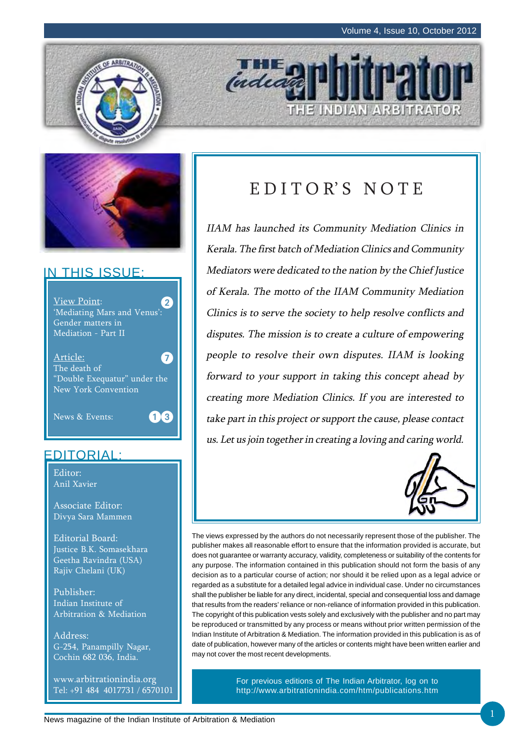# THE INDIAN ARBITRATOR

## IN THIS ISSUE:

View Point: 'Mediating Mars and Venus': Gender matters in Mediation - Part II — 2

Article: The death of "Double Exequatur" under the New York Convention — 7

News & Events: — 13

## EDITORIAL:

Editor:
Anil Xavier

Associate Editor:
Divya Sara Mammen

Editorial Board:
Justice B.K. Somasekhara
Geetha Ravindra (USA)
Rajiv Chelani (UK)

Publisher:
Indian Institute of Arbitration & Mediation

Address:
G-254, Panampilly Nagar,
Cochin 682 036, India.

www.arbitrationindia.org
Tel: +91 484 4017731 / 6570101

## EDITOR'S NOTE

*IIAM has launched its Community Mediation Clinics in Kerala. The first batch of Mediation Clinics and Community Mediators were dedicated to the nation by the Chief Justice of Kerala. The motto of the IIAM Community Mediation Clinics is to serve the society to help resolve conflicts and disputes. The mission is to create a culture of empowering people to resolve their own disputes. IIAM is looking forward to your support in taking this concept ahead by creating more Mediation Clinics. If you are interested to take part in this project or support the cause, please contact us. Let us join together in creating a loving and caring world.*

The views expressed by the authors do not necessarily represent those of the publisher. The publisher makes all reasonable effort to ensure that the information provided is accurate, but does not guarantee or warranty accuracy, validity, completeness or suitability of the contents for any purpose. The information contained in this publication should not form the basis of any decision as to a particular course of action; nor should it be relied upon as a legal advice or regarded as a substitute for a detailed legal advice in individual case. Under no circumstances shall the publisher be liable for any direct, incidental, special and consequential loss and damage that results from the readers' reliance or non-reliance of information provided in this publication. The copyright of this publication vests solely and exclusively with the publisher and no part may be reproduced or transmitted by any process or means without prior written permission of the Indian Institute of Arbitration & Mediation. The information provided in this publication is as of date of publication, however many of the articles or contents might have been written earlier and may not cover the most recent developments.

For previous editions of The Indian Arbitrator, log on to http://www.arbitrationindia.com/htm/publications.htm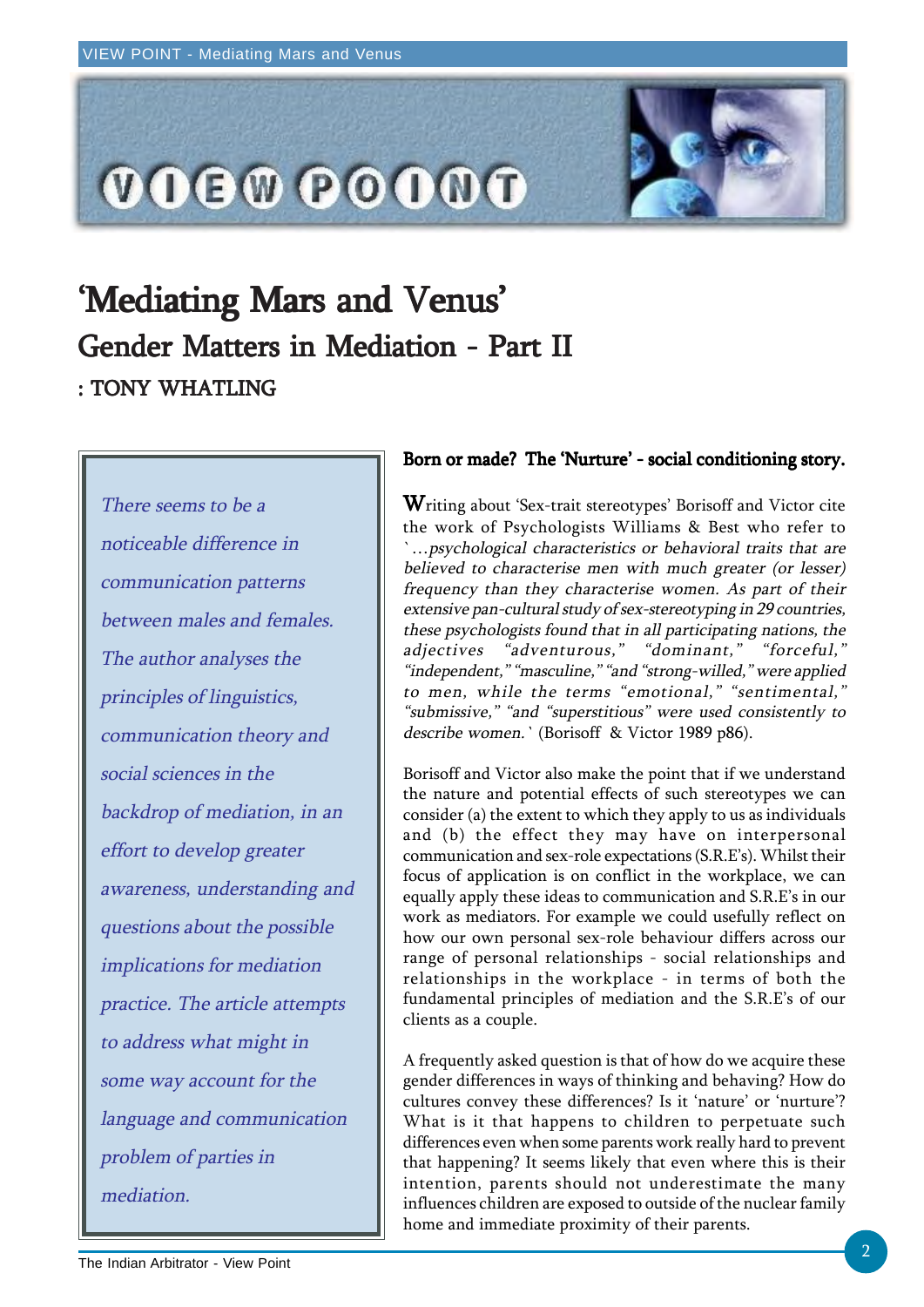# 'Mediating Mars and Venus'

## Gender Matters in Mediation - Part II

: TONY WHATLING

*There seems to be a noticeable difference in communication patterns between males and females. The author analyses the principles of linguistics, communication theory and social sciences in the backdrop of mediation, in an effort to develop greater awareness, understanding and questions about the possible implications for mediation practice. The article attempts to address what might in some way account for the language and communication problem of parties in mediation.*

### Born or made? The 'Nurture' - social conditioning story.

Writing about 'Sex-trait stereotypes' Borisoff and Victor cite the work of Psychologists Williams & Best who refer to *`…psychological characteristics or behavioral traits that are believed to characterise men with much greater (or lesser) frequency than they characterise women. As part of their extensive pan-cultural study of sex-stereotyping in 29 countries, these psychologists found that in all participating nations, the adjectives "adventurous," "dominant," "forceful," "independent," "masculine," "and "strong-willed," were applied to men, while the terms "emotional," "sentimental," "submissive," "and "superstitious" were used consistently to describe women.`* (Borisoff & Victor 1989 p86).

Borisoff and Victor also make the point that if we understand the nature and potential effects of such stereotypes we can consider (a) the extent to which they apply to us as individuals and (b) the effect they may have on interpersonal communication and sex-role expectations (S.R.E's). Whilst their focus of application is on conflict in the workplace, we can equally apply these ideas to communication and S.R.E's in our work as mediators. For example we could usefully reflect on how our own personal sex-role behaviour differs across our range of personal relationships - social relationships and relationships in the workplace - in terms of both the fundamental principles of mediation and the S.R.E's of our clients as a couple.

A frequently asked question is that of how do we acquire these gender differences in ways of thinking and behaving? How do cultures convey these differences? Is it 'nature' or 'nurture'? What is it that happens to children to perpetuate such differences even when some parents work really hard to prevent that happening? It seems likely that even where this is their intention, parents should not underestimate the many influences children are exposed to outside of the nuclear family home and immediate proximity of their parents.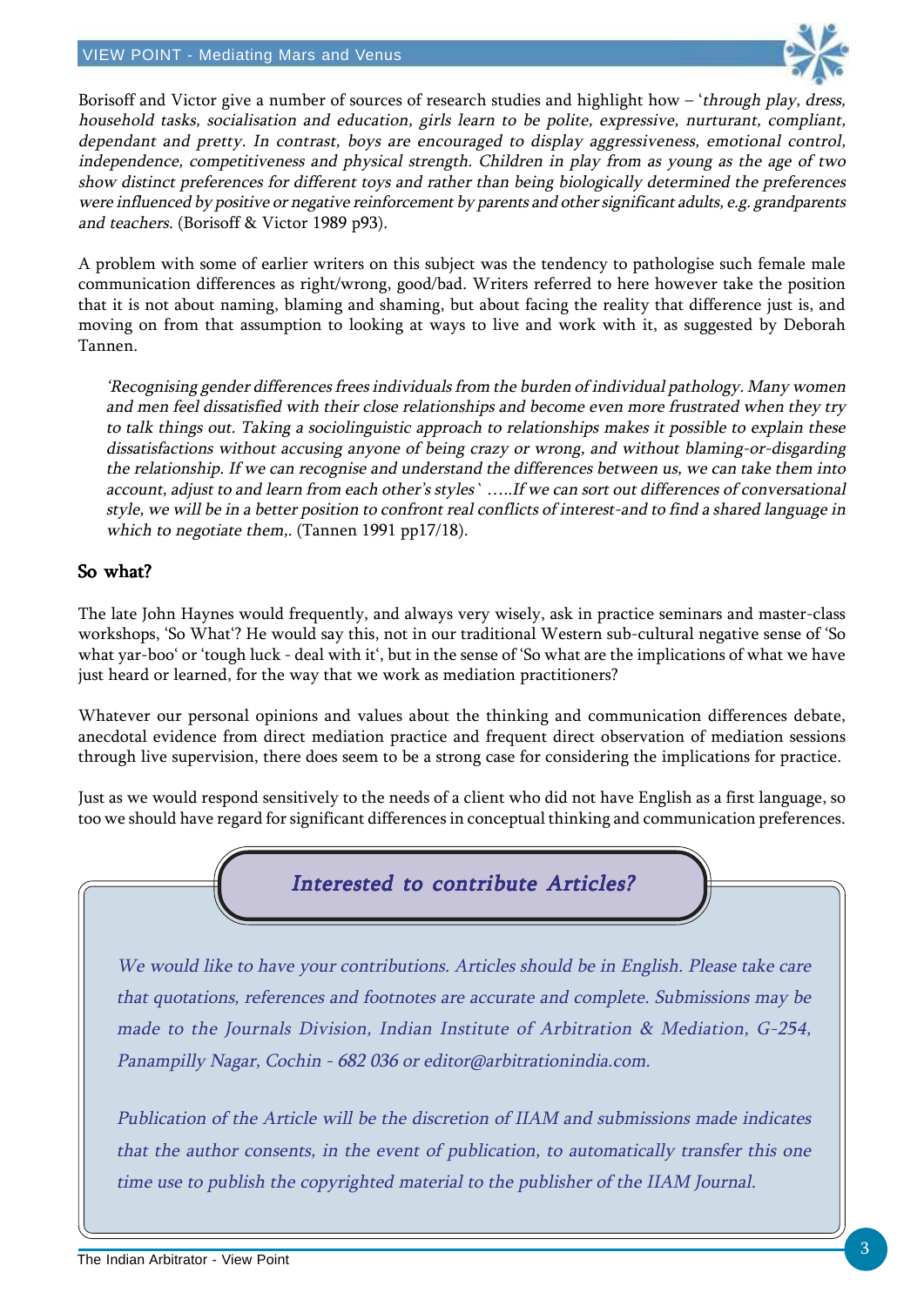Borisoff and Victor give a number of sources of research studies and highlight how – '*through play, dress, household tasks, socialisation and education, girls learn to be polite, expressive, nurturant, compliant, dependant and pretty. In contrast, boys are encouraged to display aggressiveness, emotional control, independence, competitiveness and physical strength. Children in play from as young as the age of two show distinct preferences for different toys and rather than being biologically determined the preferences were influenced by positive or negative reinforcement by parents and other significant adults, e.g. grandparents and teachers.* (Borisoff & Victor 1989 p93).

A problem with some of earlier writers on this subject was the tendency to pathologise such female male communication differences as right/wrong, good/bad. Writers referred to here however take the position that it is not about naming, blaming and shaming, but about facing the reality that difference just is, and moving on from that assumption to looking at ways to live and work with it, as suggested by Deborah Tannen.

> '*Recognising gender differences frees individuals from the burden of individual pathology. Many women and men feel dissatisfied with their close relationships and become even more frustrated when they try to talk things out. Taking a sociolinguistic approach to relationships makes it possible to explain these dissatisfactions without accusing anyone of being crazy or wrong, and without blaming-or-disgarding the relationship. If we can recognise and understand the differences between us, we can take them into account, adjust to and learn from each other's styles` …..If we can sort out differences of conversational style, we will be in a better position to confront real conflicts of interest-and to find a shared language in which to negotiate them,.* (Tannen 1991 pp17/18).

## So what?

The late John Haynes would frequently, and always very wisely, ask in practice seminars and master-class workshops, 'So What'? He would say this, not in our traditional Western sub-cultural negative sense of 'So what yar-boo' or 'tough luck - deal with it', but in the sense of 'So what are the implications of what we have just heard or learned, for the way that we work as mediation practitioners?

Whatever our personal opinions and values about the thinking and communication differences debate, anecdotal evidence from direct mediation practice and frequent direct observation of mediation sessions through live supervision, there does seem to be a strong case for considering the implications for practice.

Just as we would respond sensitively to the needs of a client who did not have English as a first language, so too we should have regard for significant differences in conceptual thinking and communication preferences.

### *Interested to contribute Articles?*

*We would like to have your contributions. Articles should be in English. Please take care that quotations, references and footnotes are accurate and complete. Submissions may be made to the Journals Division, Indian Institute of Arbitration & Mediation, G-254, Panampilly Nagar, Cochin - 682 036 or editor@arbitrationindia.com.*

*Publication of the Article will be the discretion of IIAM and submissions made indicates that the author consents, in the event of publication, to automatically transfer this one time use to publish the copyrighted material to the publisher of the IIAM Journal.*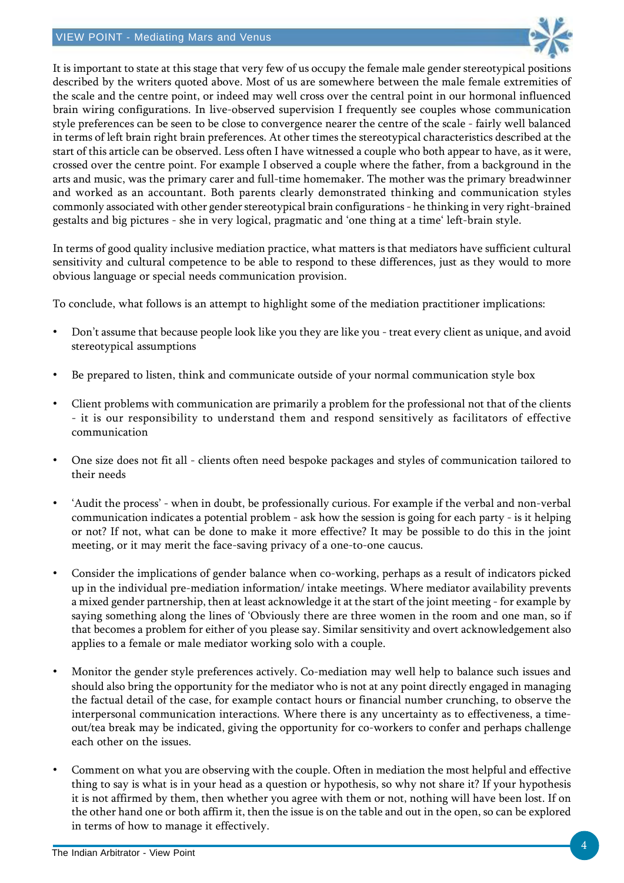It is important to state at this stage that very few of us occupy the female male gender stereotypical positions described by the writers quoted above. Most of us are somewhere between the male female extremities of the scale and the centre point, or indeed may well cross over the central point in our hormonal influenced brain wiring configurations. In live-observed supervision I frequently see couples whose communication style preferences can be seen to be close to convergence nearer the centre of the scale - fairly well balanced in terms of left brain right brain preferences. At other times the stereotypical characteristics described at the start of this article can be observed. Less often I have witnessed a couple who both appear to have, as it were, crossed over the centre point. For example I observed a couple where the father, from a background in the arts and music, was the primary carer and full-time homemaker. The mother was the primary breadwinner and worked as an accountant. Both parents clearly demonstrated thinking and communication styles commonly associated with other gender stereotypical brain configurations - he thinking in very right-brained gestalts and big pictures - she in very logical, pragmatic and 'one thing at a time' left-brain style.

In terms of good quality inclusive mediation practice, what matters is that mediators have sufficient cultural sensitivity and cultural competence to be able to respond to these differences, just as they would to more obvious language or special needs communication provision.

To conclude, what follows is an attempt to highlight some of the mediation practitioner implications:

- Don't assume that because people look like you they are like you - treat every client as unique, and avoid stereotypical assumptions
- Be prepared to listen, think and communicate outside of your normal communication style box
- Client problems with communication are primarily a problem for the professional not that of the clients - it is our responsibility to understand them and respond sensitively as facilitators of effective communication
- One size does not fit all - clients often need bespoke packages and styles of communication tailored to their needs
- 'Audit the process' - when in doubt, be professionally curious. For example if the verbal and non-verbal communication indicates a potential problem - ask how the session is going for each party - is it helping or not? If not, what can be done to make it more effective? It may be possible to do this in the joint meeting, or it may merit the face-saving privacy of a one-to-one caucus.
- Consider the implications of gender balance when co-working, perhaps as a result of indicators picked up in the individual pre-mediation information/ intake meetings. Where mediator availability prevents a mixed gender partnership, then at least acknowledge it at the start of the joint meeting - for example by saying something along the lines of 'Obviously there are three women in the room and one man, so if that becomes a problem for either of you please say. Similar sensitivity and overt acknowledgement also applies to a female or male mediator working solo with a couple.
- Monitor the gender style preferences actively. Co-mediation may well help to balance such issues and should also bring the opportunity for the mediator who is not at any point directly engaged in managing the factual detail of the case, for example contact hours or financial number crunching, to observe the interpersonal communication interactions. Where there is any uncertainty as to effectiveness, a time-out/tea break may be indicated, giving the opportunity for co-workers to confer and perhaps challenge each other on the issues.
- Comment on what you are observing with the couple. Often in mediation the most helpful and effective thing to say is what is in your head as a question or hypothesis, so why not share it? If your hypothesis it is not affirmed by them, then whether you agree with them or not, nothing will have been lost. If on the other hand one or both affirm it, then the issue is on the table and out in the open, so can be explored in terms of how to manage it effectively.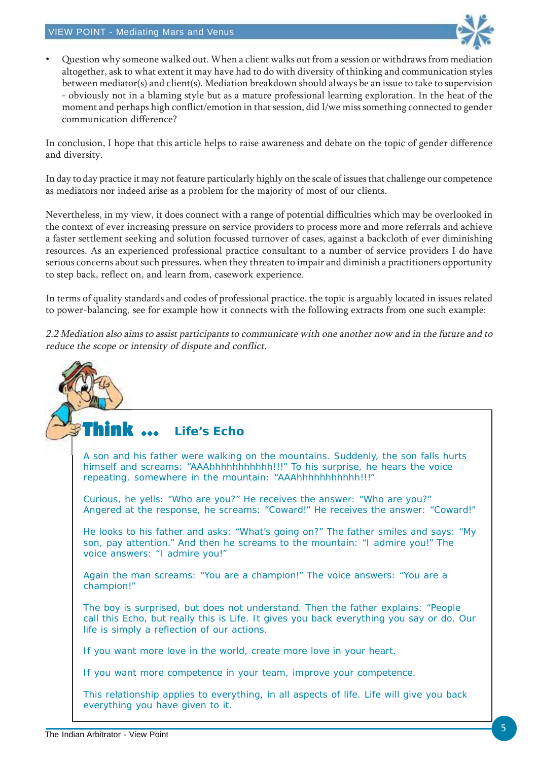- Question why someone walked out. When a client walks out from a session or withdraws from mediation altogether, ask to what extent it may have had to do with diversity of thinking and communication styles between mediator(s) and client(s). Mediation breakdown should always be an issue to take to supervision - obviously not in a blaming style but as a mature professional learning exploration. In the heat of the moment and perhaps high conflict/emotion in that session, did I/we miss something connected to gender communication difference?

In conclusion, I hope that this article helps to raise awareness and debate on the topic of gender difference and diversity.

In day to day practice it may not feature particularly highly on the scale of issues that challenge our competence as mediators nor indeed arise as a problem for the majority of most of our clients.

Nevertheless, in my view, it does connect with a range of potential difficulties which may be overlooked in the context of ever increasing pressure on service providers to process more and more referrals and achieve a faster settlement seeking and solution focussed turnover of cases, against a backcloth of ever diminishing resources. As an experienced professional practice consultant to a number of service providers I do have serious concerns about such pressures, when they threaten to impair and diminish a practitioners opportunity to step back, reflect on, and learn from, casework experience.

In terms of quality standards and codes of professional practice, the topic is arguably located in issues related to power-balancing, see for example how it connects with the following extracts from one such example:

*2.2 Mediation also aims to assist participants to communicate with one another now and in the future and to reduce the scope or intensity of dispute and conflict.*

## Think ... Life's Echo

A son and his father were walking on the mountains. Suddenly, the son falls hurts himself and screams: "AAAhhhhhhhhhhh!!!" To his surprise, he hears the voice repeating, somewhere in the mountain: "AAAhhhhhhhhhhh!!!"

Curious, he yells: "Who are you?" He receives the answer: "Who are you?" Angered at the response, he screams: "Coward!" He receives the answer: "Coward!"

He looks to his father and asks: "What's going on?" The father smiles and says: "My son, pay attention." And then he screams to the mountain: "I admire you!" The voice answers: "I admire you!"

Again the man screams: "You are a champion!" The voice answers: "You are a champion!"

The boy is surprised, but does not understand. Then the father explains: "People call this Echo, but really this is Life. It gives you back everything you say or do. Our life is simply a reflection of our actions.

If you want more love in the world, create more love in your heart.

If you want more competence in your team, improve your competence.

This relationship applies to everything, in all aspects of life. Life will give you back everything you have given to it.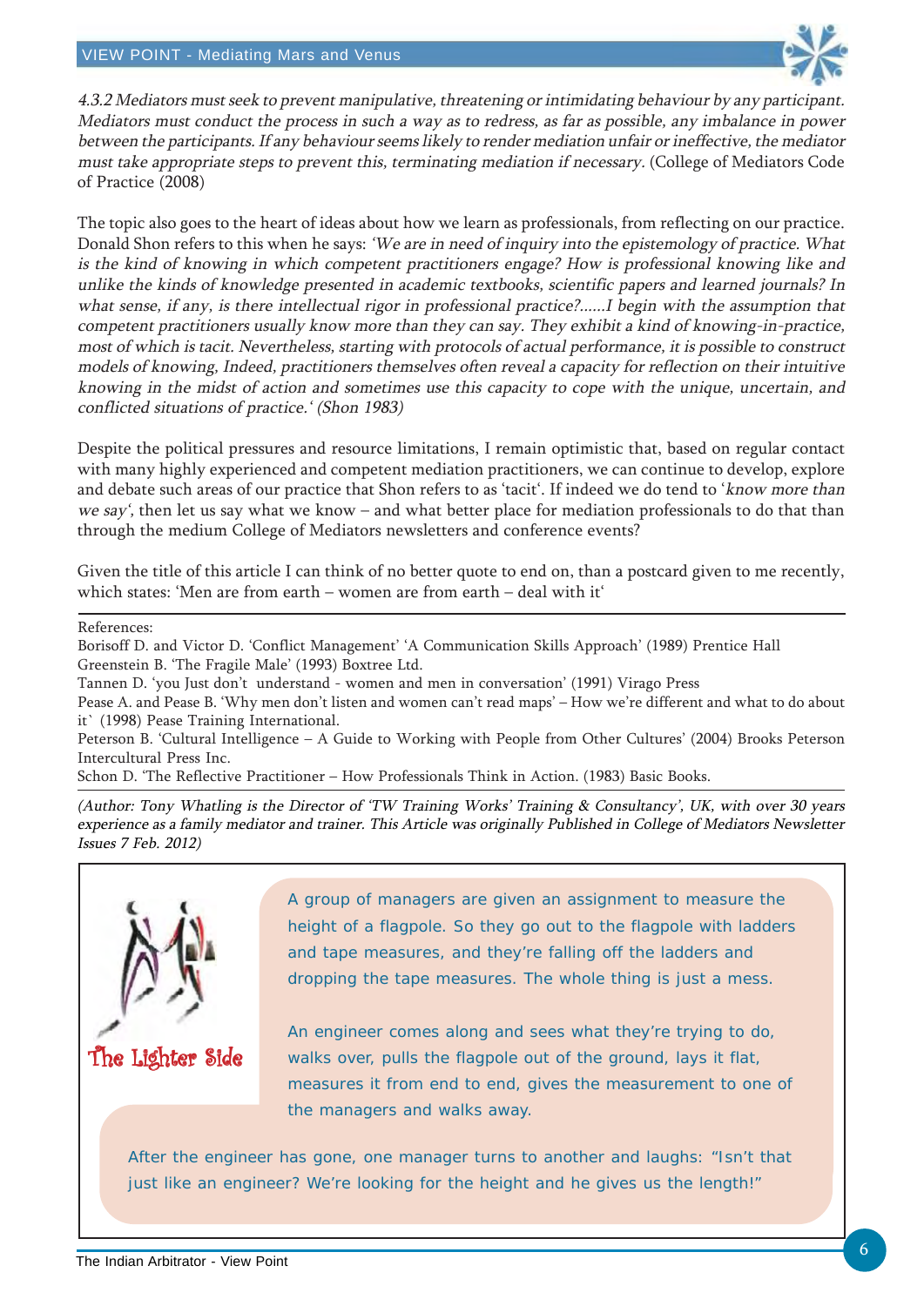*4.3.2 Mediators must seek to prevent manipulative, threatening or intimidating behaviour by any participant. Mediators must conduct the process in such a way as to redress, as far as possible, any imbalance in power between the participants. If any behaviour seems likely to render mediation unfair or ineffective, the mediator must take appropriate steps to prevent this, terminating mediation if necessary.* (College of Mediators Code of Practice (2008)

The topic also goes to the heart of ideas about how we learn as professionals, from reflecting on our practice. Donald Shon refers to this when he says: *'We are in need of inquiry into the epistemology of practice. What is the kind of knowing in which competent practitioners engage? How is professional knowing like and unlike the kinds of knowledge presented in academic textbooks, scientific papers and learned journals? In what sense, if any, is there intellectual rigor in professional practice?......I begin with the assumption that competent practitioners usually know more than they can say. They exhibit a kind of knowing-in-practice, most of which is tacit. Nevertheless, starting with protocols of actual performance, it is possible to construct models of knowing, Indeed, practitioners themselves often reveal a capacity for reflection on their intuitive knowing in the midst of action and sometimes use this capacity to cope with the unique, uncertain, and conflicted situations of practice.' (Shon 1983)*

Despite the political pressures and resource limitations, I remain optimistic that, based on regular contact with many highly experienced and competent mediation practitioners, we can continue to develop, explore and debate such areas of our practice that Shon refers to as 'tacit'. If indeed we do tend to '*know more than we say*', then let us say what we know – and what better place for mediation professionals to do that than through the medium College of Mediators newsletters and conference events?

Given the title of this article I can think of no better quote to end on, than a postcard given to me recently, which states: 'Men are from earth – women are from earth – deal with it'

---

References:

Borisoff D. and Victor D. 'Conflict Management' 'A Communication Skills Approach' (1989) Prentice Hall

Greenstein B. 'The Fragile Male' (1993) Boxtree Ltd.

Tannen D. 'you Just don't understand - women and men in conversation' (1991) Virago Press

Pease A. and Pease B. 'Why men don't listen and women can't read maps' – How we're different and what to do about it` (1998) Pease Training International.

Peterson B. 'Cultural Intelligence – A Guide to Working with People from Other Cultures' (2004) Brooks Peterson Intercultural Press Inc.

Schon D. 'The Reflective Practitioner – How Professionals Think in Action. (1983) Basic Books.

*(Author: Tony Whatling is the Director of 'TW Training Works' Training & Consultancy', UK, with over 30 years experience as a family mediator and trainer. This Article was originally Published in College of Mediators Newsletter Issues 7 Feb. 2012)*

---

**The Lighter Side**

A group of managers are given an assignment to measure the height of a flagpole. So they go out to the flagpole with ladders and tape measures, and they're falling off the ladders and dropping the tape measures. The whole thing is just a mess.

An engineer comes along and sees what they're trying to do, walks over, pulls the flagpole out of the ground, lays it flat, measures it from end to end, gives the measurement to one of the managers and walks away.

After the engineer has gone, one manager turns to another and laughs: "Isn't that just like an engineer? We're looking for the height and he gives us the length!"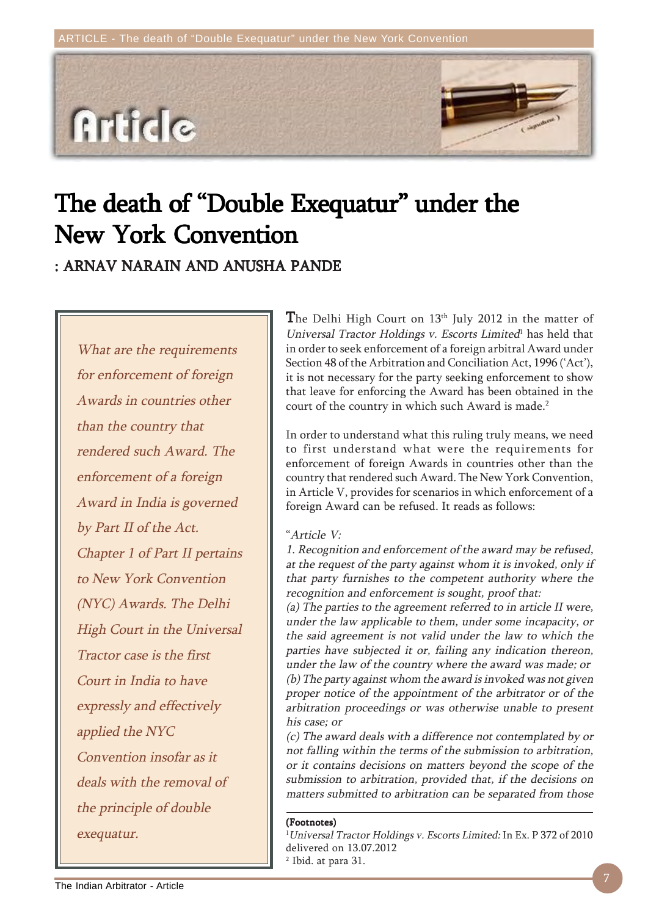# The death of "Double Exequatur" under the New York Convention

**: ARNAV NARAIN AND ANUSHA PANDE**

*What are the requirements for enforcement of foreign Awards in countries other than the country that rendered such Award. The enforcement of a foreign Award in India is governed by Part II of the Act. Chapter 1 of Part II pertains to New York Convention (NYC) Awards. The Delhi High Court in the Universal Tractor case is the first Court in India to have expressly and effectively applied the NYC Convention insofar as it deals with the removal of the principle of double exequatur.*

The Delhi High Court on 13th July 2012 in the matter of *Universal Tractor Holdings v. Escorts Limited*[1] has held that in order to seek enforcement of a foreign arbitral Award under Section 48 of the Arbitration and Conciliation Act, 1996 ('Act'), it is not necessary for the party seeking enforcement to show that leave for enforcing the Award has been obtained in the court of the country in which such Award is made.[2]

In order to understand what this ruling truly means, we need to first understand what were the requirements for enforcement of foreign Awards in countries other than the country that rendered such Award. The New York Convention, in Article V, provides for scenarios in which enforcement of a foreign Award can be refused. It reads as follows:

"*Article V:*

*1. Recognition and enforcement of the award may be refused, at the request of the party against whom it is invoked, only if that party furnishes to the competent authority where the recognition and enforcement is sought, proof that:*

*(a) The parties to the agreement referred to in article II were, under the law applicable to them, under some incapacity, or the said agreement is not valid under the law to which the parties have subjected it or, failing any indication thereon, under the law of the country where the award was made; or*

*(b) The party against whom the award is invoked was not given proper notice of the appointment of the arbitrator or of the arbitration proceedings or was otherwise unable to present his case; or*

*(c) The award deals with a difference not contemplated by or not falling within the terms of the submission to arbitration, or it contains decisions on matters beyond the scope of the submission to arbitration, provided that, if the decisions on matters submitted to arbitration can be separated from those*

**(Footnotes)**

[1] *Universal Tractor Holdings v. Escorts Limited:* In Ex. P 372 of 2010 delivered on 13.07.2012

[2] Ibid. at para 31.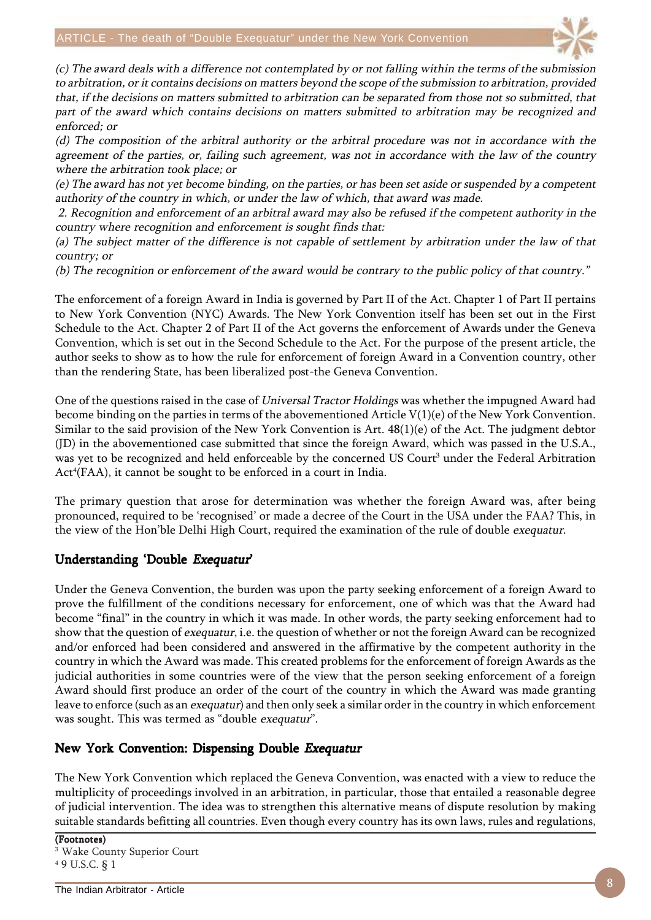*(c) The award deals with a difference not contemplated by or not falling within the terms of the submission to arbitration, or it contains decisions on matters beyond the scope of the submission to arbitration, provided that, if the decisions on matters submitted to arbitration can be separated from those not so submitted, that part of the award which contains decisions on matters submitted to arbitration may be recognized and enforced; or*

*(d) The composition of the arbitral authority or the arbitral procedure was not in accordance with the agreement of the parties, or, failing such agreement, was not in accordance with the law of the country where the arbitration took place; or*

*(e) The award has not yet become binding, on the parties, or has been set aside or suspended by a competent authority of the country in which, or under the law of which, that award was made.*

*2. Recognition and enforcement of an arbitral award may also be refused if the competent authority in the country where recognition and enforcement is sought finds that:*

*(a) The subject matter of the difference is not capable of settlement by arbitration under the law of that country; or*

*(b) The recognition or enforcement of the award would be contrary to the public policy of that country."*

The enforcement of a foreign Award in India is governed by Part II of the Act. Chapter 1 of Part II pertains to New York Convention (NYC) Awards. The New York Convention itself has been set out in the First Schedule to the Act. Chapter 2 of Part II of the Act governs the enforcement of Awards under the Geneva Convention, which is set out in the Second Schedule to the Act. For the purpose of the present article, the author seeks to show as to how the rule for enforcement of foreign Award in a Convention country, other than the rendering State, has been liberalized post-the Geneva Convention.

One of the questions raised in the case of *Universal Tractor Holdings* was whether the impugned Award had become binding on the parties in terms of the abovementioned Article V(1)(e) of the New York Convention. Similar to the said provision of the New York Convention is Art. 48(1)(e) of the Act. The judgment debtor (JD) in the abovementioned case submitted that since the foreign Award, which was passed in the U.S.A., was yet to be recognized and held enforceable by the concerned US Court[3] under the Federal Arbitration Act[4](FAA), it cannot be sought to be enforced in a court in India.

The primary question that arose for determination was whether the foreign Award was, after being pronounced, required to be 'recognised' or made a decree of the Court in the USA under the FAA? This, in the view of the Hon'ble Delhi High Court, required the examination of the rule of double *exequatur*.

## Understanding 'Double *Exequatur*'

Under the Geneva Convention, the burden was upon the party seeking enforcement of a foreign Award to prove the fulfillment of the conditions necessary for enforcement, one of which was that the Award had become "final" in the country in which it was made. In other words, the party seeking enforcement had to show that the question of *exequatur*, i.e. the question of whether or not the foreign Award can be recognized and/or enforced had been considered and answered in the affirmative by the competent authority in the country in which the Award was made. This created problems for the enforcement of foreign Awards as the judicial authorities in some countries were of the view that the person seeking enforcement of a foreign Award should first produce an order of the court of the country in which the Award was made granting leave to enforce (such as an *exequatur*) and then only seek a similar order in the country in which enforcement was sought. This was termed as "double *exequatur*".

## New York Convention: Dispensing Double *Exequatur*

The New York Convention which replaced the Geneva Convention, was enacted with a view to reduce the multiplicity of proceedings involved in an arbitration, in particular, those that entailed a reasonable degree of judicial intervention. The idea was to strengthen this alternative means of dispute resolution by making suitable standards befitting all countries. Even though every country has its own laws, rules and regulations,

**(Footnotes)**

[3] Wake County Superior Court

[4] 9 U.S.C. § 1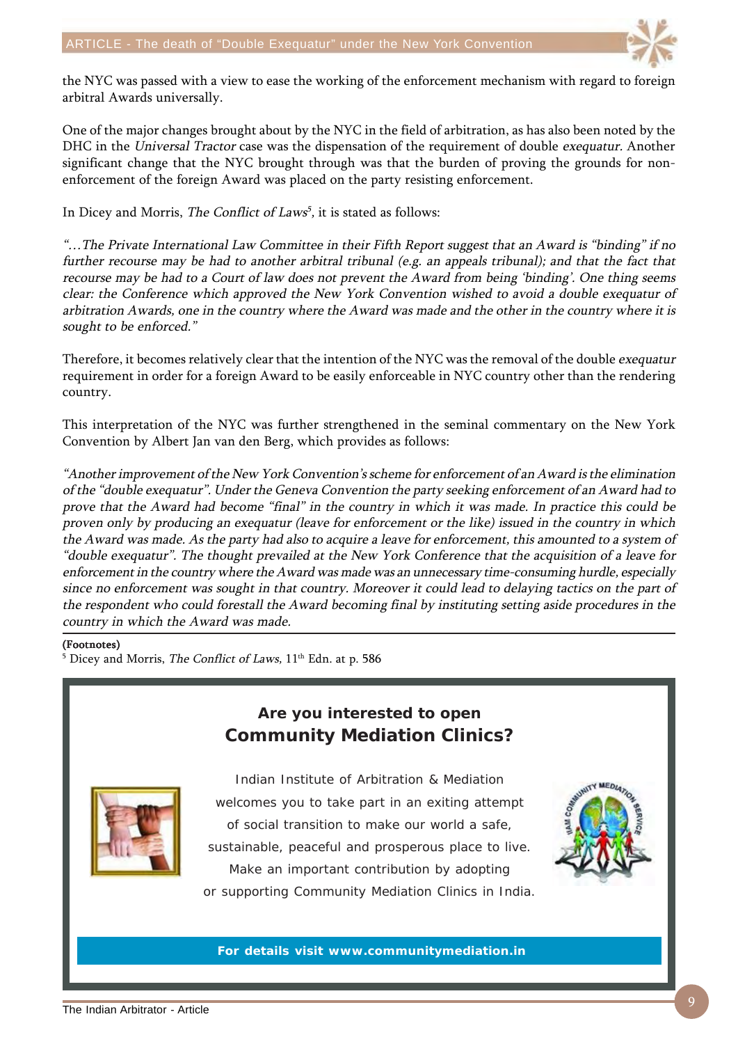the NYC was passed with a view to ease the working of the enforcement mechanism with regard to foreign arbitral Awards universally.

One of the major changes brought about by the NYC in the field of arbitration, as has also been noted by the DHC in the *Universal Tractor* case was the dispensation of the requirement of double *exequatur*. Another significant change that the NYC brought through was that the burden of proving the grounds for non-enforcement of the foreign Award was placed on the party resisting enforcement.

In Dicey and Morris, *The Conflict of Laws*[5], it is stated as follows:

*"…The Private International Law Committee in their Fifth Report suggest that an Award is "binding" if no further recourse may be had to another arbitral tribunal (e.g. an appeals tribunal); and that the fact that recourse may be had to a Court of law does not prevent the Award from being 'binding'. One thing seems clear: the Conference which approved the New York Convention wished to avoid a double exequatur of arbitration Awards, one in the country where the Award was made and the other in the country where it is sought to be enforced."*

Therefore, it becomes relatively clear that the intention of the NYC was the removal of the double *exequatur* requirement in order for a foreign Award to be easily enforceable in NYC country other than the rendering country.

This interpretation of the NYC was further strengthened in the seminal commentary on the New York Convention by Albert Jan van den Berg, which provides as follows:

*"Another improvement of the New York Convention's scheme for enforcement of an Award is the elimination of the "double exequatur". Under the Geneva Convention the party seeking enforcement of an Award had to prove that the Award had become "final" in the country in which it was made. In practice this could be proven only by producing an exequatur (leave for enforcement or the like) issued in the country in which the Award was made. As the party had also to acquire a leave for enforcement, this amounted to a system of "double exequatur". The thought prevailed at the New York Conference that the acquisition of a leave for enforcement in the country where the Award was made was an unnecessary time-consuming hurdle, especially since no enforcement was sought in that country. Moreover it could lead to delaying tactics on the part of the respondent who could forestall the Award becoming final by instituting setting aside procedures in the country in which the Award was made.*

(Footnotes)

[5] Dicey and Morris, *The Conflict of Laws*, 11th Edn. at p. 586

---

**Are you interested to open**
**Community Mediation Clinics?**

Indian Institute of Arbitration & Mediation welcomes you to take part in an exiting attempt of social transition to make our world a safe, sustainable, peaceful and prosperous place to live. Make an important contribution by adopting or supporting Community Mediation Clinics in India.

**For details visit www.communitymediation.in**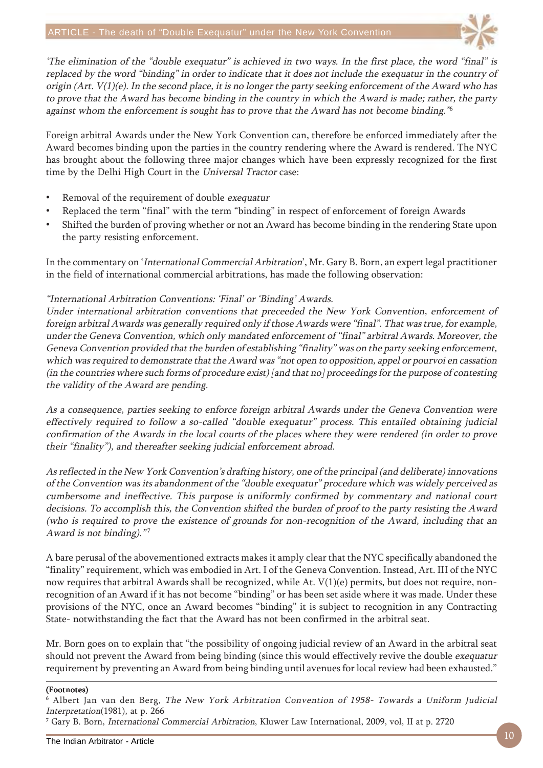*'The elimination of the "double exequatur" is achieved in two ways. In the first place, the word "final" is replaced by the word "binding" in order to indicate that it does not include the exequatur in the country of origin (Art. V(1)(e). In the second place, it is no longer the party seeking enforcement of the Award who has to prove that the Award has become binding in the country in which the Award is made; rather, the party against whom the enforcement is sought has to prove that the Award has not become binding."*[6]

Foreign arbitral Awards under the New York Convention can, therefore be enforced immediately after the Award becomes binding upon the parties in the country rendering where the Award is rendered. The NYC has brought about the following three major changes which have been expressly recognized for the first time by the Delhi High Court in the *Universal Tractor* case:

- Removal of the requirement of double *exequatur*
- Replaced the term "final" with the term "binding" in respect of enforcement of foreign Awards
- Shifted the burden of proving whether or not an Award has become binding in the rendering State upon the party resisting enforcement.

In the commentary on '*International Commercial Arbitration*', Mr. Gary B. Born, an expert legal practitioner in the field of international commercial arbitrations, has made the following observation:

*"International Arbitration Conventions: 'Final' or 'Binding' Awards.*
*Under international arbitration conventions that preceeded the New York Convention, enforcement of foreign arbitral Awards was generally required only if those Awards were "final". That was true, for example, under the Geneva Convention, which only mandated enforcement of "final" arbitral Awards. Moreover, the Geneva Convention provided that the burden of establishing "finality" was on the party seeking enforcement, which was required to demonstrate that the Award was "not open to opposition, appel or pourvoi en cassation (in the countries where such forms of procedure exist) [and that no] proceedings for the purpose of contesting the validity of the Award are pending.*

*As a consequence, parties seeking to enforce foreign arbitral Awards under the Geneva Convention were effectively required to follow a so-called "double exequatur" process. This entailed obtaining judicial confirmation of the Awards in the local courts of the places where they were rendered (in order to prove their "finality"), and thereafter seeking judicial enforcement abroad.*

*As reflected in the New York Convention's drafting history, one of the principal (and deliberate) innovations of the Convention was its abandonment of the "double exequatur" procedure which was widely perceived as cumbersome and ineffective. This purpose is uniformly confirmed by commentary and national court decisions. To accomplish this, the Convention shifted the burden of proof to the party resisting the Award (who is required to prove the existence of grounds for non-recognition of the Award, including that an Award is not binding)."*[7]

A bare perusal of the abovementioned extracts makes it amply clear that the NYC specifically abandoned the "finality" requirement, which was embodied in Art. I of the Geneva Convention. Instead, Art. III of the NYC now requires that arbitral Awards shall be recognized, while At. V(1)(e) permits, but does not require, non-recognition of an Award if it has not become "binding" or has been set aside where it was made. Under these provisions of the NYC, once an Award becomes "binding" it is subject to recognition in any Contracting State- notwithstanding the fact that the Award has not been confirmed in the arbitral seat.

Mr. Born goes on to explain that "the possibility of ongoing judicial review of an Award in the arbitral seat should not prevent the Award from being binding (since this would effectively revive the double *exequatur* requirement by preventing an Award from being binding until avenues for local review had been exhausted."

**(Footnotes)**

[6] Albert Jan van den Berg, *The New York Arbitration Convention of 1958- Towards a Uniform Judicial Interpretation*(1981), at p. 266

[7] Gary B. Born, *International Commercial Arbitration*, Kluwer Law International, 2009, vol, II at p. 2720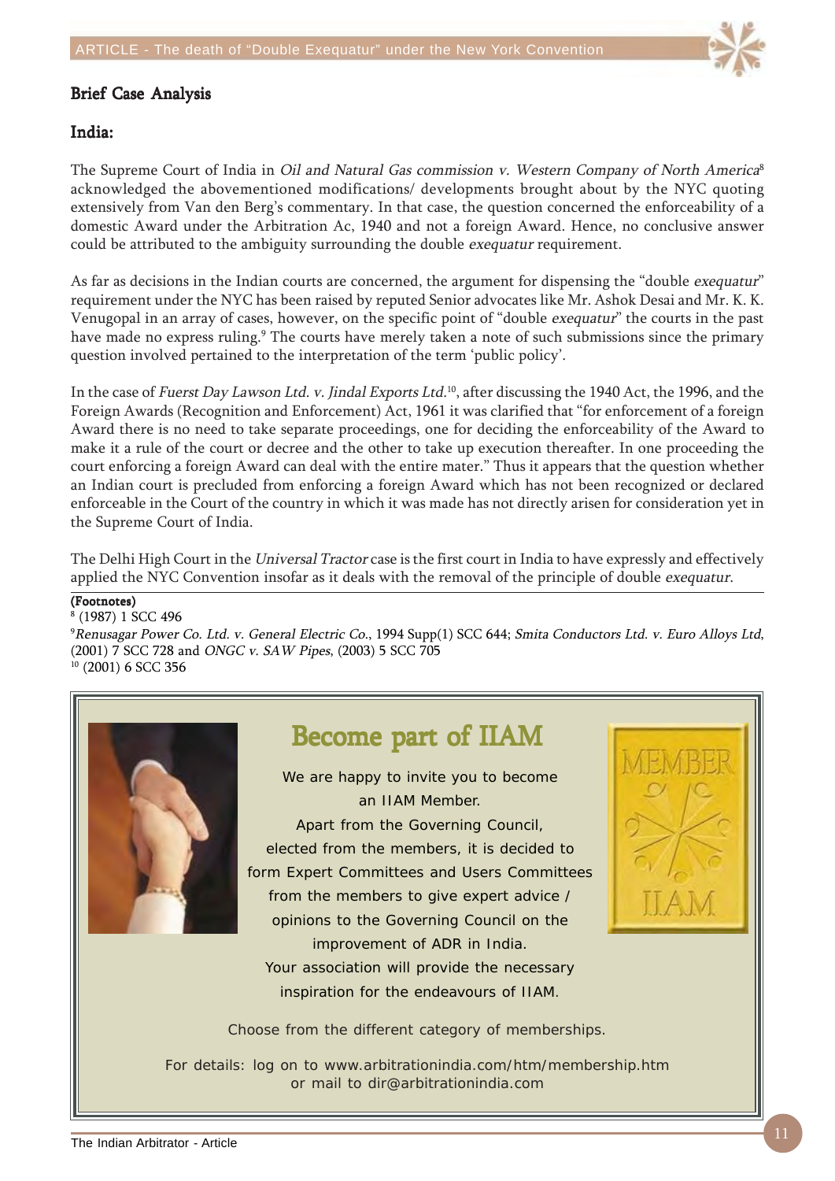## Brief Case Analysis

### India:

The Supreme Court of India in *Oil and Natural Gas commission v. Western Company of North America*[8] acknowledged the abovementioned modifications/ developments brought about by the NYC quoting extensively from Van den Berg's commentary. In that case, the question concerned the enforceability of a domestic Award under the Arbitration Ac, 1940 and not a foreign Award. Hence, no conclusive answer could be attributed to the ambiguity surrounding the double *exequatur* requirement.

As far as decisions in the Indian courts are concerned, the argument for dispensing the "double *exequatur*" requirement under the NYC has been raised by reputed Senior advocates like Mr. Ashok Desai and Mr. K. K. Venugopal in an array of cases, however, on the specific point of "double *exequatur*" the courts in the past have made no express ruling.[9] The courts have merely taken a note of such submissions since the primary question involved pertained to the interpretation of the term 'public policy'.

In the case of *Fuerst Day Lawson Ltd. v. Jindal Exports Ltd.*[10], after discussing the 1940 Act, the 1996, and the Foreign Awards (Recognition and Enforcement) Act, 1961 it was clarified that "for enforcement of a foreign Award there is no need to take separate proceedings, one for deciding the enforceability of the Award to make it a rule of the court or decree and the other to take up execution thereafter. In one proceeding the court enforcing a foreign Award can deal with the entire mater." Thus it appears that the question whether an Indian court is precluded from enforcing a foreign Award which has not been recognized or declared enforceable in the Court of the country in which it was made has not directly arisen for consideration yet in the Supreme Court of India.

The Delhi High Court in the *Universal Tractor* case is the first court in India to have expressly and effectively applied the NYC Convention insofar as it deals with the removal of the principle of double *exequatur*.

**(Footnotes)**

[8] (1987) 1 SCC 496

[9] *Renusagar Power Co. Ltd. v. General Electric Co.*, 1994 Supp(1) SCC 644; *Smita Conductors Ltd. v. Euro Alloys Ltd*, (2001) 7 SCC 728 and *ONGC v. SAW Pipes*, (2003) 5 SCC 705

[10] (2001) 6 SCC 356

## Become part of IIAM

We are happy to invite you to become an IIAM Member.

Apart from the Governing Council, elected from the members, it is decided to form Expert Committees and Users Committees from the members to give expert advice / opinions to the Governing Council on the improvement of ADR in India.

Your association will provide the necessary inspiration for the endeavours of IIAM.

Choose from the different category of memberships.

For details: log on to www.arbitrationindia.com/htm/membership.htm or mail to dir@arbitrationindia.com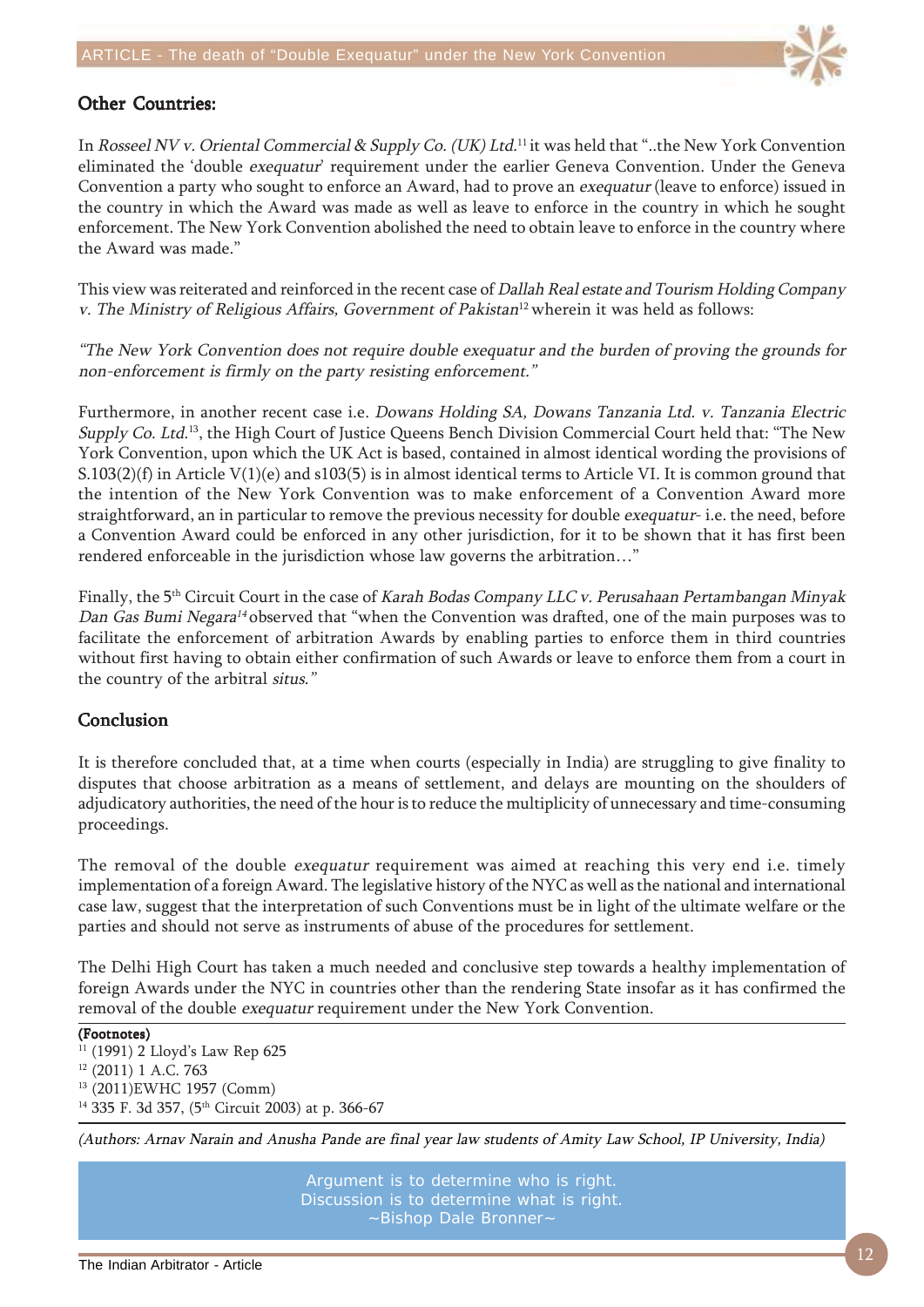## Other Countries:

In *Rosseel NV v. Oriental Commercial & Supply Co. (UK) Ltd.*[11] it was held that "..the New York Convention eliminated the 'double *exequatur*' requirement under the earlier Geneva Convention. Under the Geneva Convention a party who sought to enforce an Award, had to prove an *exequatur* (leave to enforce) issued in the country in which the Award was made as well as leave to enforce in the country in which he sought enforcement. The New York Convention abolished the need to obtain leave to enforce in the country where the Award was made."

This view was reiterated and reinforced in the recent case of *Dallah Real estate and Tourism Holding Company v. The Ministry of Religious Affairs, Government of Pakistan*[12] wherein it was held as follows:

*"The New York Convention does not require double exequatur and the burden of proving the grounds for non-enforcement is firmly on the party resisting enforcement."*

Furthermore, in another recent case i.e. *Dowans Holding SA, Dowans Tanzania Ltd. v. Tanzania Electric Supply Co. Ltd.*[13], the High Court of Justice Queens Bench Division Commercial Court held that: "The New York Convention, upon which the UK Act is based, contained in almost identical wording the provisions of S.103(2)(f) in Article V(1)(e) and s103(5) is in almost identical terms to Article VI. It is common ground that the intention of the New York Convention was to make enforcement of a Convention Award more straightforward, an in particular to remove the previous necessity for double *exequatur*- i.e. the need, before a Convention Award could be enforced in any other jurisdiction, for it to be shown that it has first been rendered enforceable in the jurisdiction whose law governs the arbitration…"

Finally, the 5th Circuit Court in the case of *Karah Bodas Company LLC v. Perusahaan Pertambangan Minyak Dan Gas Bumi Negara*[14] observed that "when the Convention was drafted, one of the main purposes was to facilitate the enforcement of arbitration Awards by enabling parties to enforce them in third countries without first having to obtain either confirmation of such Awards or leave to enforce them from a court in the country of the arbitral *situs."*

## Conclusion

It is therefore concluded that, at a time when courts (especially in India) are struggling to give finality to disputes that choose arbitration as a means of settlement, and delays are mounting on the shoulders of adjudicatory authorities, the need of the hour is to reduce the multiplicity of unnecessary and time-consuming proceedings.

The removal of the double *exequatur* requirement was aimed at reaching this very end i.e. timely implementation of a foreign Award. The legislative history of the NYC as well as the national and international case law, suggest that the interpretation of such Conventions must be in light of the ultimate welfare or the parties and should not serve as instruments of abuse of the procedures for settlement.

The Delhi High Court has taken a much needed and conclusive step towards a healthy implementation of foreign Awards under the NYC in countries other than the rendering State insofar as it has confirmed the removal of the double *exequatur* requirement under the New York Convention.

**(Footnotes)**

[11] (1991) 2 Lloyd's Law Rep 625

[12] (2011) 1 A.C. 763

[13] (2011)EWHC 1957 (Comm)

[14] 335 F. 3d 357, (5th Circuit 2003) at p. 366-67

*(Authors: Arnav Narain and Anusha Pande are final year law students of Amity Law School, IP University, India)*

Argument is to determine who is right.
Discussion is to determine what is right.
~Bishop Dale Bronner~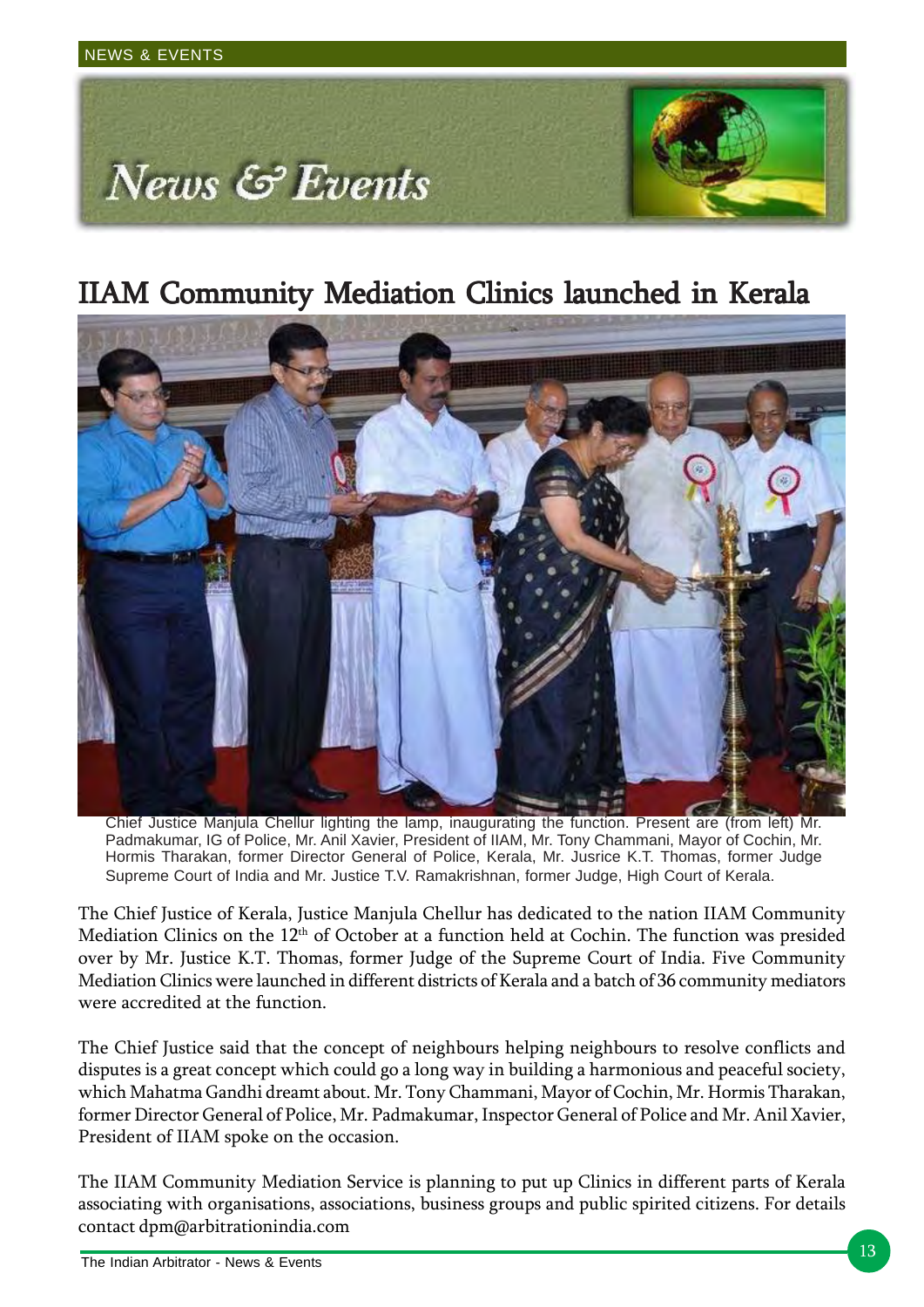# News & Events

## IIAM Community Mediation Clinics launched in Kerala

Chief Justice Manjula Chellur lighting the lamp, inaugurating the function. Present are (from left) Mr. Padmakumar, IG of Police, Mr. Anil Xavier, President of IIAM, Mr. Tony Chammani, Mayor of Cochin, Mr. Hormis Tharakan, former Director General of Police, Kerala, Mr. Jusrice K.T. Thomas, former Judge Supreme Court of India and Mr. Justice T.V. Ramakrishnan, former Judge, High Court of Kerala.

The Chief Justice of Kerala, Justice Manjula Chellur has dedicated to the nation IIAM Community Mediation Clinics on the 12th of October at a function held at Cochin. The function was presided over by Mr. Justice K.T. Thomas, former Judge of the Supreme Court of India. Five Community Mediation Clinics were launched in different districts of Kerala and a batch of 36 community mediators were accredited at the function.

The Chief Justice said that the concept of neighbours helping neighbours to resolve conflicts and disputes is a great concept which could go a long way in building a harmonious and peaceful society, which Mahatma Gandhi dreamt about. Mr. Tony Chammani, Mayor of Cochin, Mr. Hormis Tharakan, former Director General of Police, Mr. Padmakumar, Inspector General of Police and Mr. Anil Xavier, President of IIAM spoke on the occasion.

The IIAM Community Mediation Service is planning to put up Clinics in different parts of Kerala associating with organisations, associations, business groups and public spirited citizens. For details contact dpm@arbitrationindia.com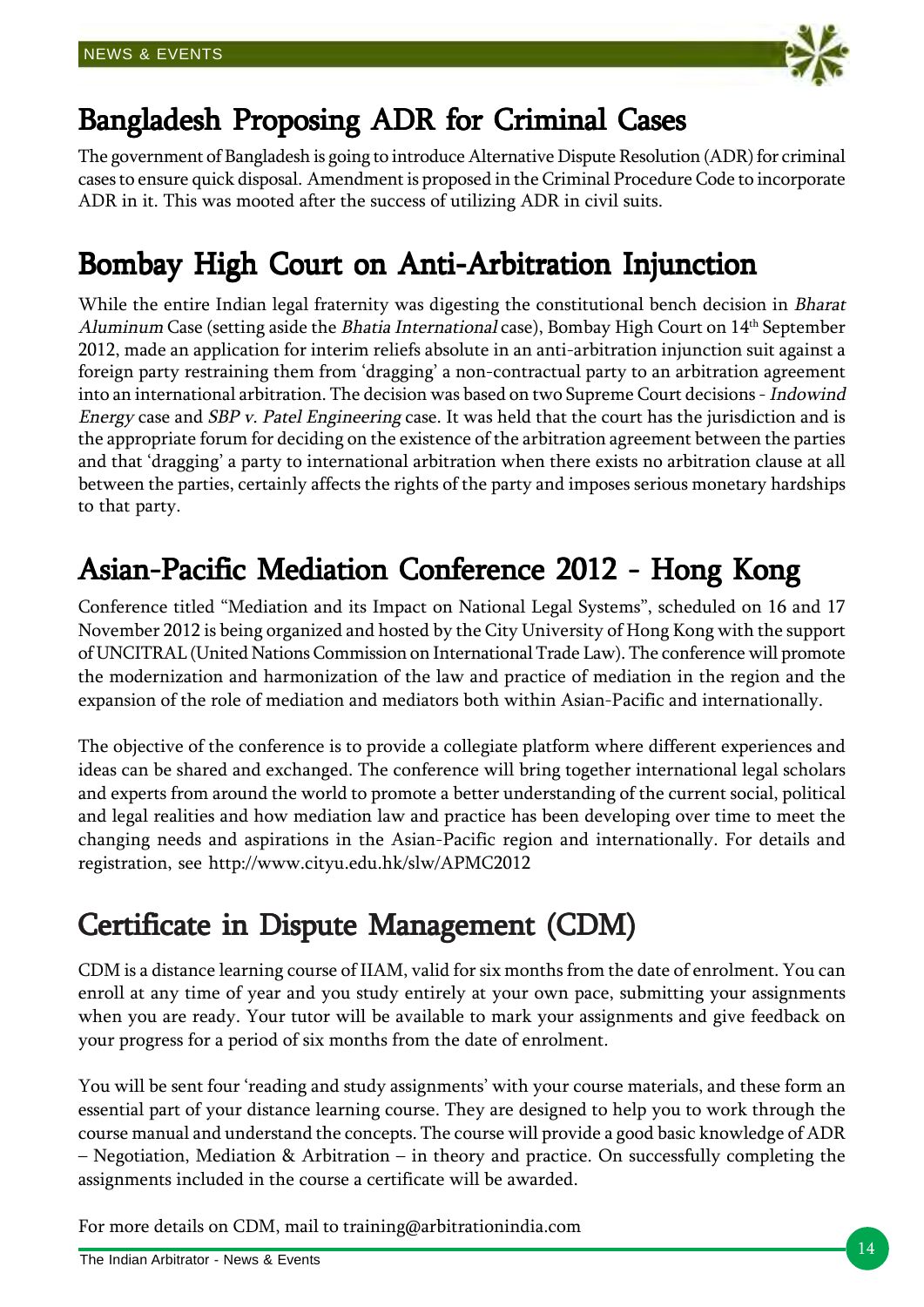## Bangladesh Proposing ADR for Criminal Cases

The government of Bangladesh is going to introduce Alternative Dispute Resolution (ADR) for criminal cases to ensure quick disposal. Amendment is proposed in the Criminal Procedure Code to incorporate ADR in it. This was mooted after the success of utilizing ADR in civil suits.

## Bombay High Court on Anti-Arbitration Injunction

While the entire Indian legal fraternity was digesting the constitutional bench decision in *Bharat Aluminum* Case (setting aside the *Bhatia International* case), Bombay High Court on 14th September 2012, made an application for interim reliefs absolute in an anti-arbitration injunction suit against a foreign party restraining them from 'dragging' a non-contractual party to an arbitration agreement into an international arbitration. The decision was based on two Supreme Court decisions - *Indowind Energy* case and *SBP v. Patel Engineering* case. It was held that the court has the jurisdiction and is the appropriate forum for deciding on the existence of the arbitration agreement between the parties and that 'dragging' a party to international arbitration when there exists no arbitration clause at all between the parties, certainly affects the rights of the party and imposes serious monetary hardships to that party.

## Asian-Pacific Mediation Conference 2012 - Hong Kong

Conference titled "Mediation and its Impact on National Legal Systems", scheduled on 16 and 17 November 2012 is being organized and hosted by the City University of Hong Kong with the support of UNCITRAL (United Nations Commission on International Trade Law). The conference will promote the modernization and harmonization of the law and practice of mediation in the region and the expansion of the role of mediation and mediators both within Asian-Pacific and internationally.

The objective of the conference is to provide a collegiate platform where different experiences and ideas can be shared and exchanged. The conference will bring together international legal scholars and experts from around the world to promote a better understanding of the current social, political and legal realities and how mediation law and practice has been developing over time to meet the changing needs and aspirations in the Asian-Pacific region and internationally. For details and registration, see http://www.cityu.edu.hk/slw/APMC2012

## Certificate in Dispute Management (CDM)

CDM is a distance learning course of IIAM, valid for six months from the date of enrolment. You can enroll at any time of year and you study entirely at your own pace, submitting your assignments when you are ready. Your tutor will be available to mark your assignments and give feedback on your progress for a period of six months from the date of enrolment.

You will be sent four 'reading and study assignments' with your course materials, and these form an essential part of your distance learning course. They are designed to help you to work through the course manual and understand the concepts. The course will provide a good basic knowledge of ADR – Negotiation, Mediation & Arbitration – in theory and practice. On successfully completing the assignments included in the course a certificate will be awarded.

For more details on CDM, mail to training@arbitrationindia.com